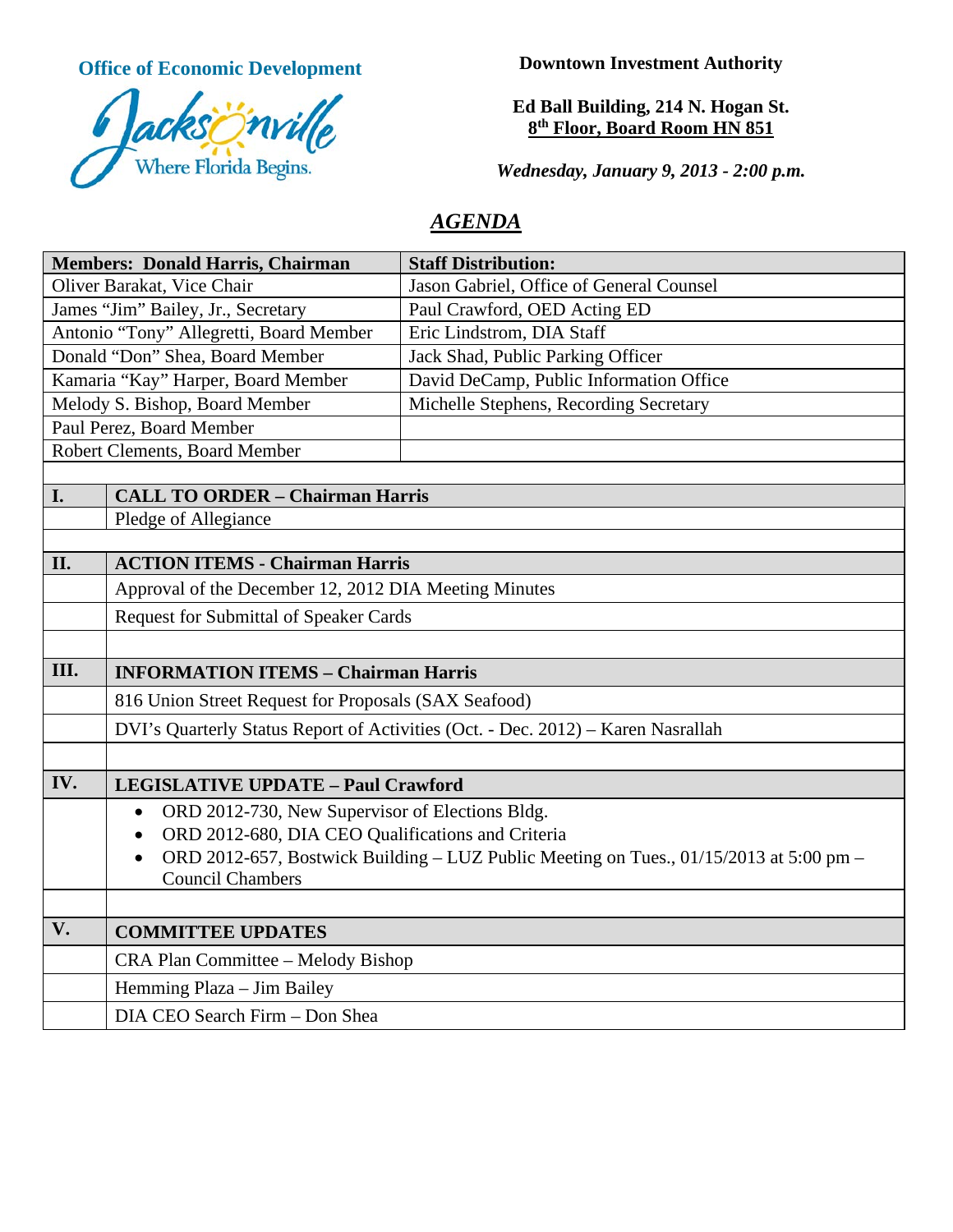**Office of Economic Development**

Jacksonville
Where Florida Begins.

**Downtown Investment Authority**

**Ed Ball Building, 214 N. Hogan St.**
**8th Floor, Board Room HN 851**

***Wednesday, January 9, 2013 - 2:00 p.m.***

# *AGENDA*

| **Members: Donald Harris, Chairman** | **Staff Distribution:** |
|---|---|
| Oliver Barakat, Vice Chair | Jason Gabriel, Office of General Counsel |
| James "Jim" Bailey, Jr., Secretary | Paul Crawford, OED Acting ED |
| Antonio "Tony" Allegretti, Board Member | Eric Lindstrom, DIA Staff |
| Donald "Don" Shea, Board Member | Jack Shad, Public Parking Officer |
| Kamaria "Kay" Harper, Board Member | David DeCamp, Public Information Office |
| Melody S. Bishop, Board Member | Michelle Stephens, Recording Secretary |
| Paul Perez, Board Member | |
| Robert Clements, Board Member | |

| | |
|---|---|
| **I.** | **CALL TO ORDER – Chairman Harris** |
| | Pledge of Allegiance |
| | |
| **II.** | **ACTION ITEMS - Chairman Harris** |
| | Approval of the December 12, 2012 DIA Meeting Minutes |
| | Request for Submittal of Speaker Cards |
| | |
| **III.** | **INFORMATION ITEMS – Chairman Harris** |
| | 816 Union Street Request for Proposals (SAX Seafood) |
| | DVI's Quarterly Status Report of Activities (Oct. - Dec. 2012) – Karen Nasrallah |
| | |
| **IV.** | **LEGISLATIVE UPDATE – Paul Crawford** |
| | • ORD 2012-730, New Supervisor of Elections Bldg.<br>• ORD 2012-680, DIA CEO Qualifications and Criteria<br>• ORD 2012-657, Bostwick Building – LUZ Public Meeting on Tues., 01/15/2013 at 5:00 pm – Council Chambers |
| | |
| **V.** | **COMMITTEE UPDATES** |
| | CRA Plan Committee – Melody Bishop |
| | Hemming Plaza – Jim Bailey |
| | DIA CEO Search Firm – Don Shea |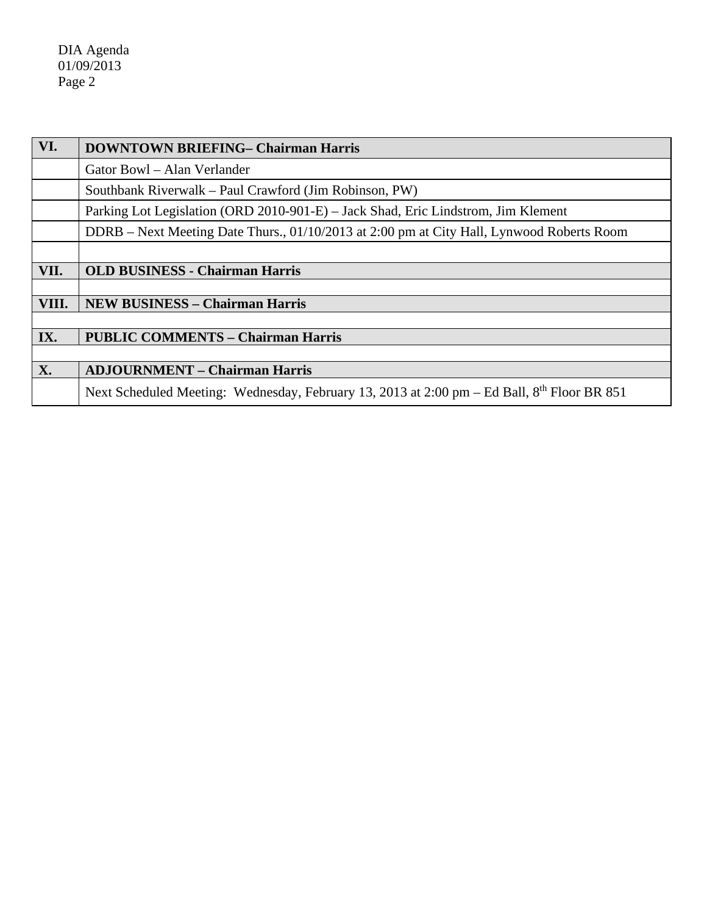| VI. | DOWNTOWN BRIEFING– Chairman Harris |
| --- | --- |
| | Gator Bowl – Alan Verlander |
| | Southbank Riverwalk – Paul Crawford (Jim Robinson, PW) |
| | Parking Lot Legislation (ORD 2010-901-E) – Jack Shad, Eric Lindstrom, Jim Klement |
| | DDRB – Next Meeting Date Thurs., 01/10/2013 at 2:00 pm at City Hall, Lynwood Roberts Room |
| | |
| **VII.** | **OLD BUSINESS - Chairman Harris** |
| | |
| **VIII.** | **NEW BUSINESS – Chairman Harris** |
| | |
| **IX.** | **PUBLIC COMMENTS – Chairman Harris** |
| | |
| **X.** | **ADJOURNMENT – Chairman Harris** |
| | Next Scheduled Meeting: Wednesday, February 13, 2013 at 2:00 pm – Ed Ball, 8th Floor BR 851 |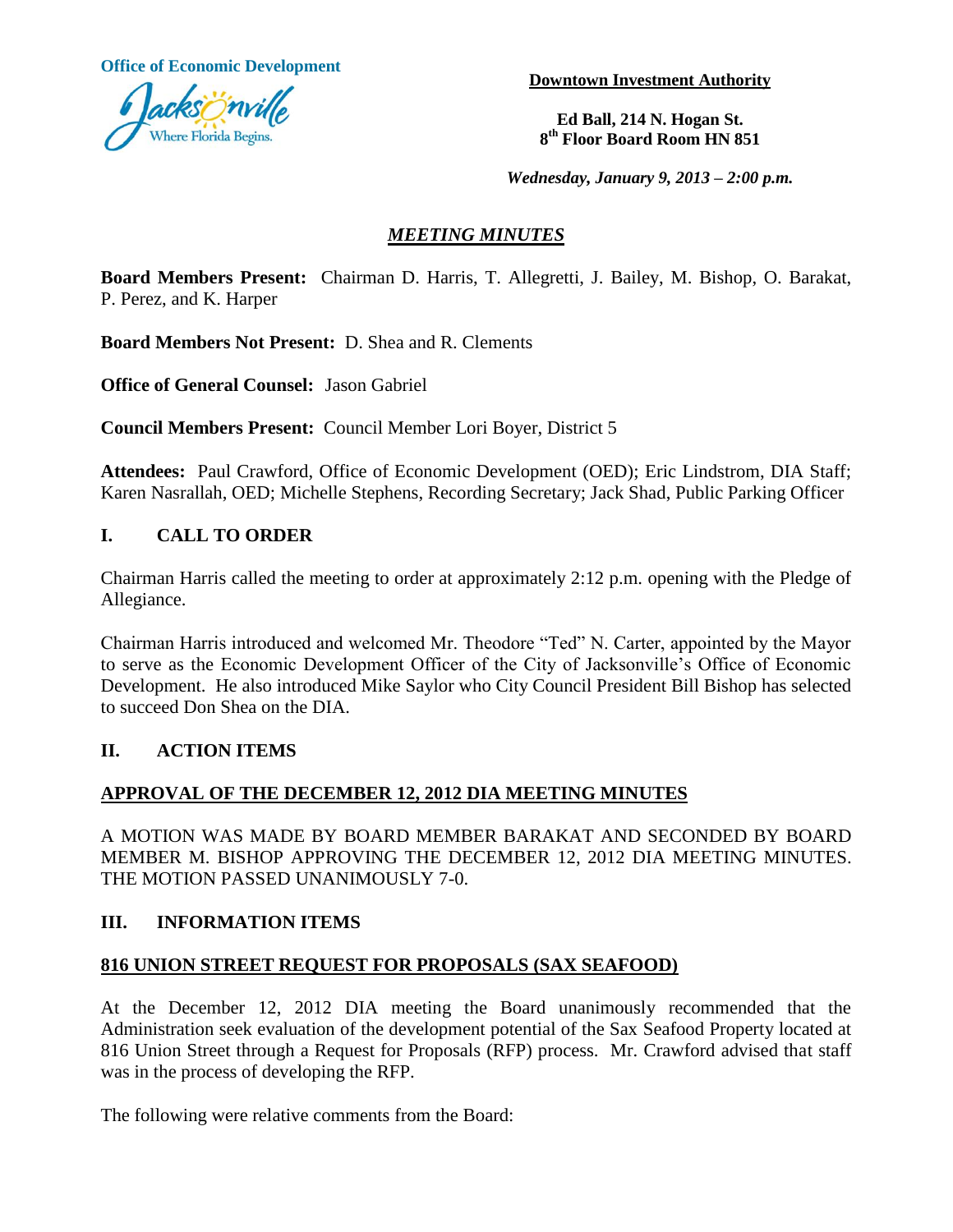**Office of Economic Development**

Jacksonville
Where Florida Begins.

**Downtown Investment Authority**

**Ed Ball, 214 N. Hogan St.**
**8th Floor Board Room HN 851**

***Wednesday, January 9, 2013 – 2:00 p.m.***

## *MEETING MINUTES*

**Board Members Present:** Chairman D. Harris, T. Allegretti, J. Bailey, M. Bishop, O. Barakat, P. Perez, and K. Harper

**Board Members Not Present:** D. Shea and R. Clements

**Office of General Counsel:** Jason Gabriel

**Council Members Present:** Council Member Lori Boyer, District 5

**Attendees:** Paul Crawford, Office of Economic Development (OED); Eric Lindstrom, DIA Staff; Karen Nasrallah, OED; Michelle Stephens, Recording Secretary; Jack Shad, Public Parking Officer

## I. CALL TO ORDER

Chairman Harris called the meeting to order at approximately 2:12 p.m. opening with the Pledge of Allegiance.

Chairman Harris introduced and welcomed Mr. Theodore "Ted" N. Carter, appointed by the Mayor to serve as the Economic Development Officer of the City of Jacksonville's Office of Economic Development. He also introduced Mike Saylor who City Council President Bill Bishop has selected to succeed Don Shea on the DIA.

## II. ACTION ITEMS

### APPROVAL OF THE DECEMBER 12, 2012 DIA MEETING MINUTES

A MOTION WAS MADE BY BOARD MEMBER BARAKAT AND SECONDED BY BOARD MEMBER M. BISHOP APPROVING THE DECEMBER 12, 2012 DIA MEETING MINUTES. THE MOTION PASSED UNANIMOUSLY 7-0.

## III. INFORMATION ITEMS

### 816 UNION STREET REQUEST FOR PROPOSALS (SAX SEAFOOD)

At the December 12, 2012 DIA meeting the Board unanimously recommended that the Administration seek evaluation of the development potential of the Sax Seafood Property located at 816 Union Street through a Request for Proposals (RFP) process. Mr. Crawford advised that staff was in the process of developing the RFP.

The following were relative comments from the Board: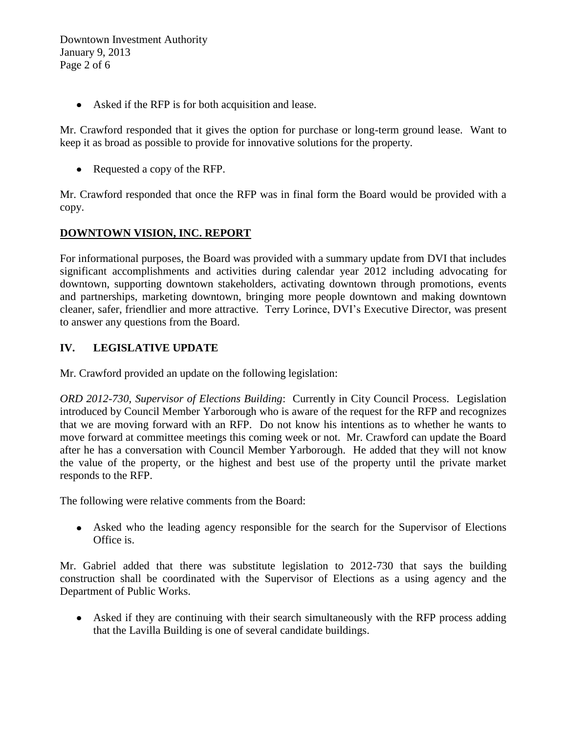- Asked if the RFP is for both acquisition and lease.

Mr. Crawford responded that it gives the option for purchase or long-term ground lease. Want to keep it as broad as possible to provide for innovative solutions for the property.

- Requested a copy of the RFP.

Mr. Crawford responded that once the RFP was in final form the Board would be provided with a copy.

## DOWNTOWN VISION, INC. REPORT

For informational purposes, the Board was provided with a summary update from DVI that includes significant accomplishments and activities during calendar year 2012 including advocating for downtown, supporting downtown stakeholders, activating downtown through promotions, events and partnerships, marketing downtown, bringing more people downtown and making downtown cleaner, safer, friendlier and more attractive. Terry Lorince, DVI's Executive Director, was present to answer any questions from the Board.

## IV. LEGISLATIVE UPDATE

Mr. Crawford provided an update on the following legislation:

*ORD 2012-730, Supervisor of Elections Building*: Currently in City Council Process. Legislation introduced by Council Member Yarborough who is aware of the request for the RFP and recognizes that we are moving forward with an RFP. Do not know his intentions as to whether he wants to move forward at committee meetings this coming week or not. Mr. Crawford can update the Board after he has a conversation with Council Member Yarborough. He added that they will not know the value of the property, or the highest and best use of the property until the private market responds to the RFP.

The following were relative comments from the Board:

- Asked who the leading agency responsible for the search for the Supervisor of Elections Office is.

Mr. Gabriel added that there was substitute legislation to 2012-730 that says the building construction shall be coordinated with the Supervisor of Elections as a using agency and the Department of Public Works.

- Asked if they are continuing with their search simultaneously with the RFP process adding that the Lavilla Building is one of several candidate buildings.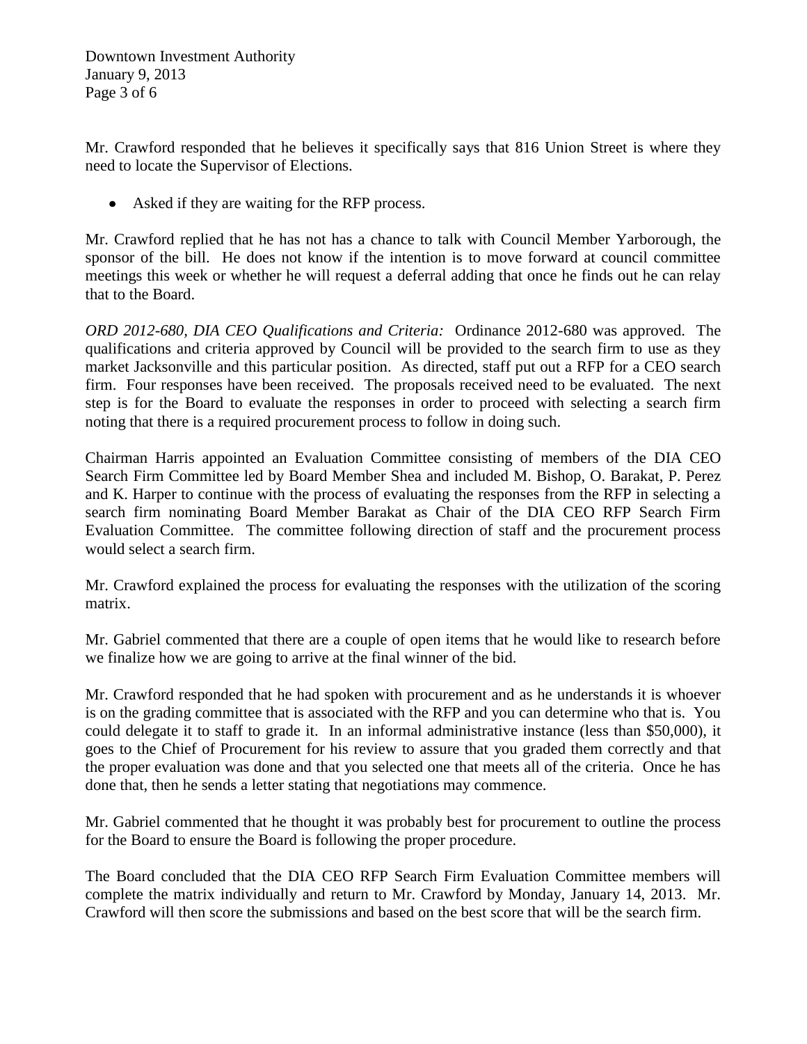Mr. Crawford responded that he believes it specifically says that 816 Union Street is where they need to locate the Supervisor of Elections.

- Asked if they are waiting for the RFP process.

Mr. Crawford replied that he has not has a chance to talk with Council Member Yarborough, the sponsor of the bill. He does not know if the intention is to move forward at council committee meetings this week or whether he will request a deferral adding that once he finds out he can relay that to the Board.

*ORD 2012-680, DIA CEO Qualifications and Criteria:* Ordinance 2012-680 was approved. The qualifications and criteria approved by Council will be provided to the search firm to use as they market Jacksonville and this particular position. As directed, staff put out a RFP for a CEO search firm. Four responses have been received. The proposals received need to be evaluated. The next step is for the Board to evaluate the responses in order to proceed with selecting a search firm noting that there is a required procurement process to follow in doing such.

Chairman Harris appointed an Evaluation Committee consisting of members of the DIA CEO Search Firm Committee led by Board Member Shea and included M. Bishop, O. Barakat, P. Perez and K. Harper to continue with the process of evaluating the responses from the RFP in selecting a search firm nominating Board Member Barakat as Chair of the DIA CEO RFP Search Firm Evaluation Committee. The committee following direction of staff and the procurement process would select a search firm.

Mr. Crawford explained the process for evaluating the responses with the utilization of the scoring matrix.

Mr. Gabriel commented that there are a couple of open items that he would like to research before we finalize how we are going to arrive at the final winner of the bid.

Mr. Crawford responded that he had spoken with procurement and as he understands it is whoever is on the grading committee that is associated with the RFP and you can determine who that is. You could delegate it to staff to grade it. In an informal administrative instance (less than $50,000), it goes to the Chief of Procurement for his review to assure that you graded them correctly and that the proper evaluation was done and that you selected one that meets all of the criteria. Once he has done that, then he sends a letter stating that negotiations may commence.

Mr. Gabriel commented that he thought it was probably best for procurement to outline the process for the Board to ensure the Board is following the proper procedure.

The Board concluded that the DIA CEO RFP Search Firm Evaluation Committee members will complete the matrix individually and return to Mr. Crawford by Monday, January 14, 2013. Mr. Crawford will then score the submissions and based on the best score that will be the search firm.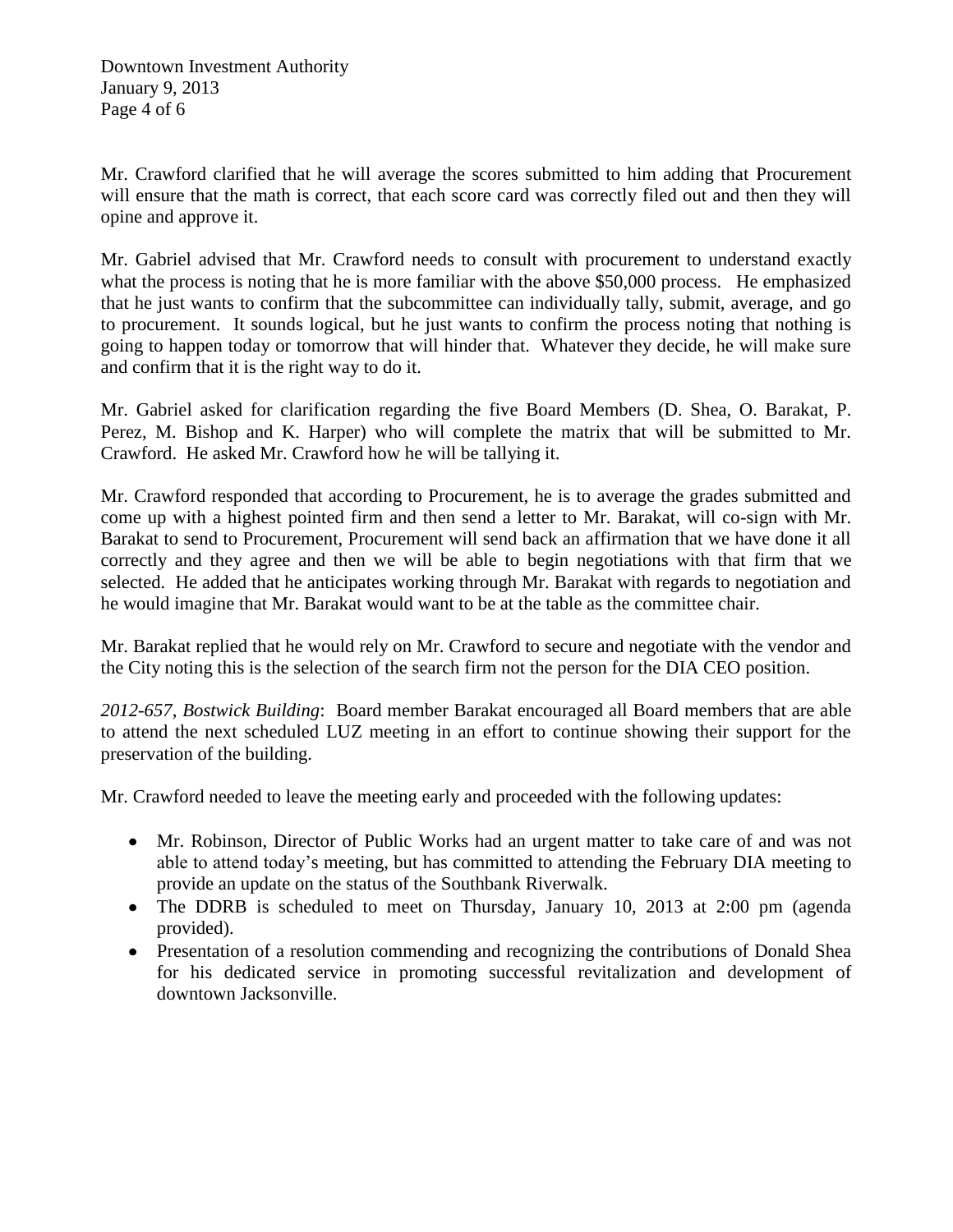Mr. Crawford clarified that he will average the scores submitted to him adding that Procurement will ensure that the math is correct, that each score card was correctly filed out and then they will opine and approve it.

Mr. Gabriel advised that Mr. Crawford needs to consult with procurement to understand exactly what the process is noting that he is more familiar with the above $50,000 process. He emphasized that he just wants to confirm that the subcommittee can individually tally, submit, average, and go to procurement. It sounds logical, but he just wants to confirm the process noting that nothing is going to happen today or tomorrow that will hinder that. Whatever they decide, he will make sure and confirm that it is the right way to do it.

Mr. Gabriel asked for clarification regarding the five Board Members (D. Shea, O. Barakat, P. Perez, M. Bishop and K. Harper) who will complete the matrix that will be submitted to Mr. Crawford. He asked Mr. Crawford how he will be tallying it.

Mr. Crawford responded that according to Procurement, he is to average the grades submitted and come up with a highest pointed firm and then send a letter to Mr. Barakat, will co-sign with Mr. Barakat to send to Procurement, Procurement will send back an affirmation that we have done it all correctly and they agree and then we will be able to begin negotiations with that firm that we selected. He added that he anticipates working through Mr. Barakat with regards to negotiation and he would imagine that Mr. Barakat would want to be at the table as the committee chair.

Mr. Barakat replied that he would rely on Mr. Crawford to secure and negotiate with the vendor and the City noting this is the selection of the search firm not the person for the DIA CEO position.

*2012-657, Bostwick Building*: Board member Barakat encouraged all Board members that are able to attend the next scheduled LUZ meeting in an effort to continue showing their support for the preservation of the building.

Mr. Crawford needed to leave the meeting early and proceeded with the following updates:

- Mr. Robinson, Director of Public Works had an urgent matter to take care of and was not able to attend today's meeting, but has committed to attending the February DIA meeting to provide an update on the status of the Southbank Riverwalk.
- The DDRB is scheduled to meet on Thursday, January 10, 2013 at 2:00 pm (agenda provided).
- Presentation of a resolution commending and recognizing the contributions of Donald Shea for his dedicated service in promoting successful revitalization and development of downtown Jacksonville.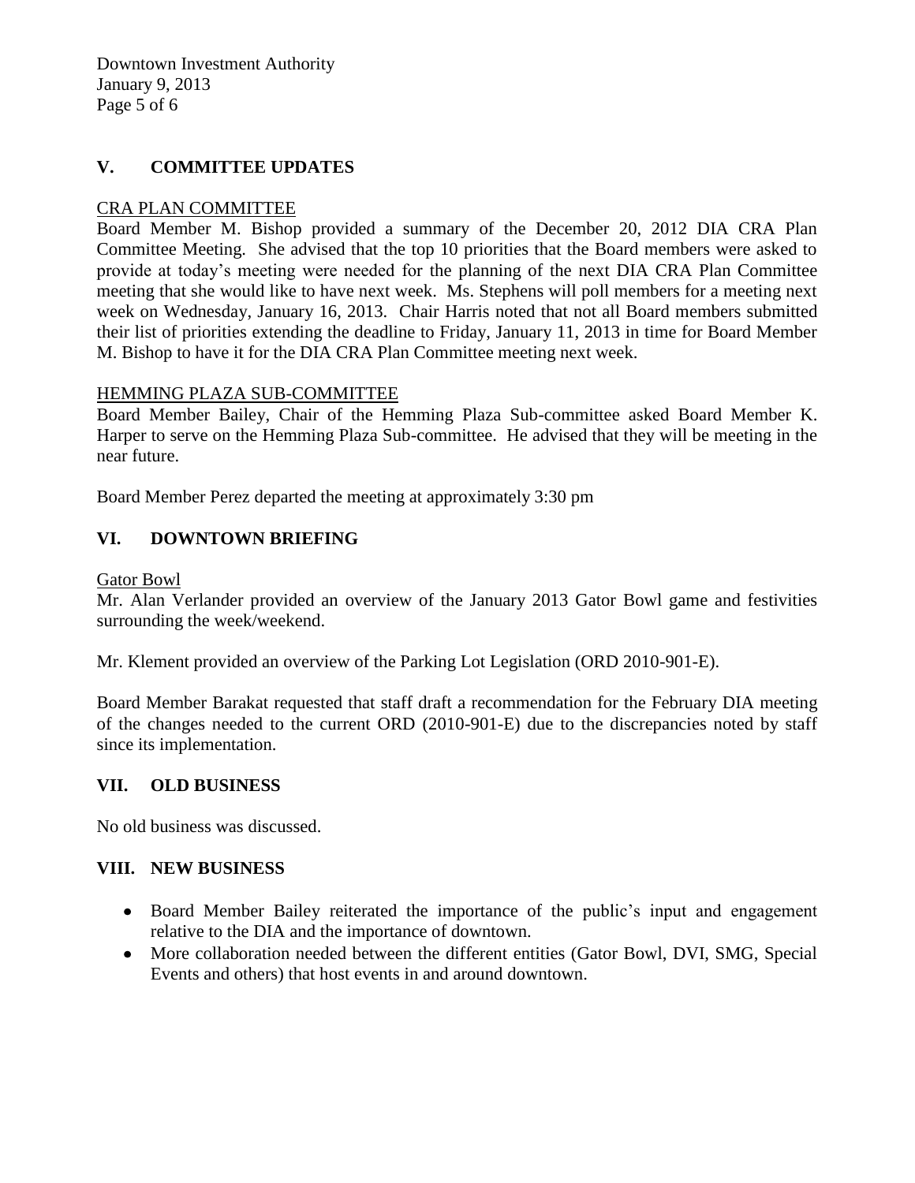## V. COMMITTEE UPDATES

CRA PLAN COMMITTEE

Board Member M. Bishop provided a summary of the December 20, 2012 DIA CRA Plan Committee Meeting. She advised that the top 10 priorities that the Board members were asked to provide at today's meeting were needed for the planning of the next DIA CRA Plan Committee meeting that she would like to have next week. Ms. Stephens will poll members for a meeting next week on Wednesday, January 16, 2013. Chair Harris noted that not all Board members submitted their list of priorities extending the deadline to Friday, January 11, 2013 in time for Board Member M. Bishop to have it for the DIA CRA Plan Committee meeting next week.

HEMMING PLAZA SUB-COMMITTEE

Board Member Bailey, Chair of the Hemming Plaza Sub-committee asked Board Member K. Harper to serve on the Hemming Plaza Sub-committee. He advised that they will be meeting in the near future.

Board Member Perez departed the meeting at approximately 3:30 pm

## VI. DOWNTOWN BRIEFING

Gator Bowl

Mr. Alan Verlander provided an overview of the January 2013 Gator Bowl game and festivities surrounding the week/weekend.

Mr. Klement provided an overview of the Parking Lot Legislation (ORD 2010-901-E).

Board Member Barakat requested that staff draft a recommendation for the February DIA meeting of the changes needed to the current ORD (2010-901-E) due to the discrepancies noted by staff since its implementation.

## VII. OLD BUSINESS

No old business was discussed.

## VIII. NEW BUSINESS

- Board Member Bailey reiterated the importance of the public's input and engagement relative to the DIA and the importance of downtown.
- More collaboration needed between the different entities (Gator Bowl, DVI, SMG, Special Events and others) that host events in and around downtown.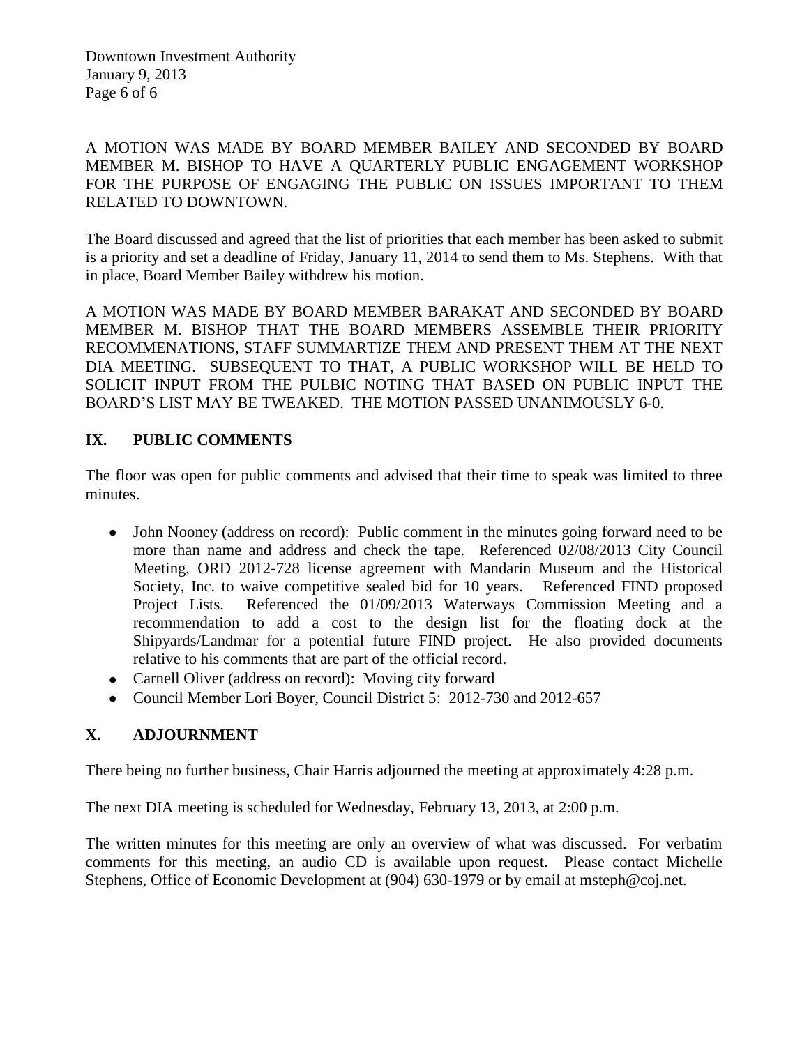A MOTION WAS MADE BY BOARD MEMBER BAILEY AND SECONDED BY BOARD MEMBER M. BISHOP TO HAVE A QUARTERLY PUBLIC ENGAGEMENT WORKSHOP FOR THE PURPOSE OF ENGAGING THE PUBLIC ON ISSUES IMPORTANT TO THEM RELATED TO DOWNTOWN.

The Board discussed and agreed that the list of priorities that each member has been asked to submit is a priority and set a deadline of Friday, January 11, 2014 to send them to Ms. Stephens. With that in place, Board Member Bailey withdrew his motion.

A MOTION WAS MADE BY BOARD MEMBER BARAKAT AND SECONDED BY BOARD MEMBER M. BISHOP THAT THE BOARD MEMBERS ASSEMBLE THEIR PRIORITY RECOMMENATIONS, STAFF SUMMARTIZE THEM AND PRESENT THEM AT THE NEXT DIA MEETING. SUBSEQUENT TO THAT, A PUBLIC WORKSHOP WILL BE HELD TO SOLICIT INPUT FROM THE PULBIC NOTING THAT BASED ON PUBLIC INPUT THE BOARD'S LIST MAY BE TWEAKED. THE MOTION PASSED UNANIMOUSLY 6-0.

## IX. PUBLIC COMMENTS

The floor was open for public comments and advised that their time to speak was limited to three minutes.

- John Nooney (address on record): Public comment in the minutes going forward need to be more than name and address and check the tape. Referenced 02/08/2013 City Council Meeting, ORD 2012-728 license agreement with Mandarin Museum and the Historical Society, Inc. to waive competitive sealed bid for 10 years. Referenced FIND proposed Project Lists. Referenced the 01/09/2013 Waterways Commission Meeting and a recommendation to add a cost to the design list for the floating dock at the Shipyards/Landmar for a potential future FIND project. He also provided documents relative to his comments that are part of the official record.
- Carnell Oliver (address on record): Moving city forward
- Council Member Lori Boyer, Council District 5: 2012-730 and 2012-657

## X. ADJOURNMENT

There being no further business, Chair Harris adjourned the meeting at approximately 4:28 p.m.

The next DIA meeting is scheduled for Wednesday, February 13, 2013, at 2:00 p.m.

The written minutes for this meeting are only an overview of what was discussed. For verbatim comments for this meeting, an audio CD is available upon request. Please contact Michelle Stephens, Office of Economic Development at (904) 630-1979 or by email at msteph@coj.net.